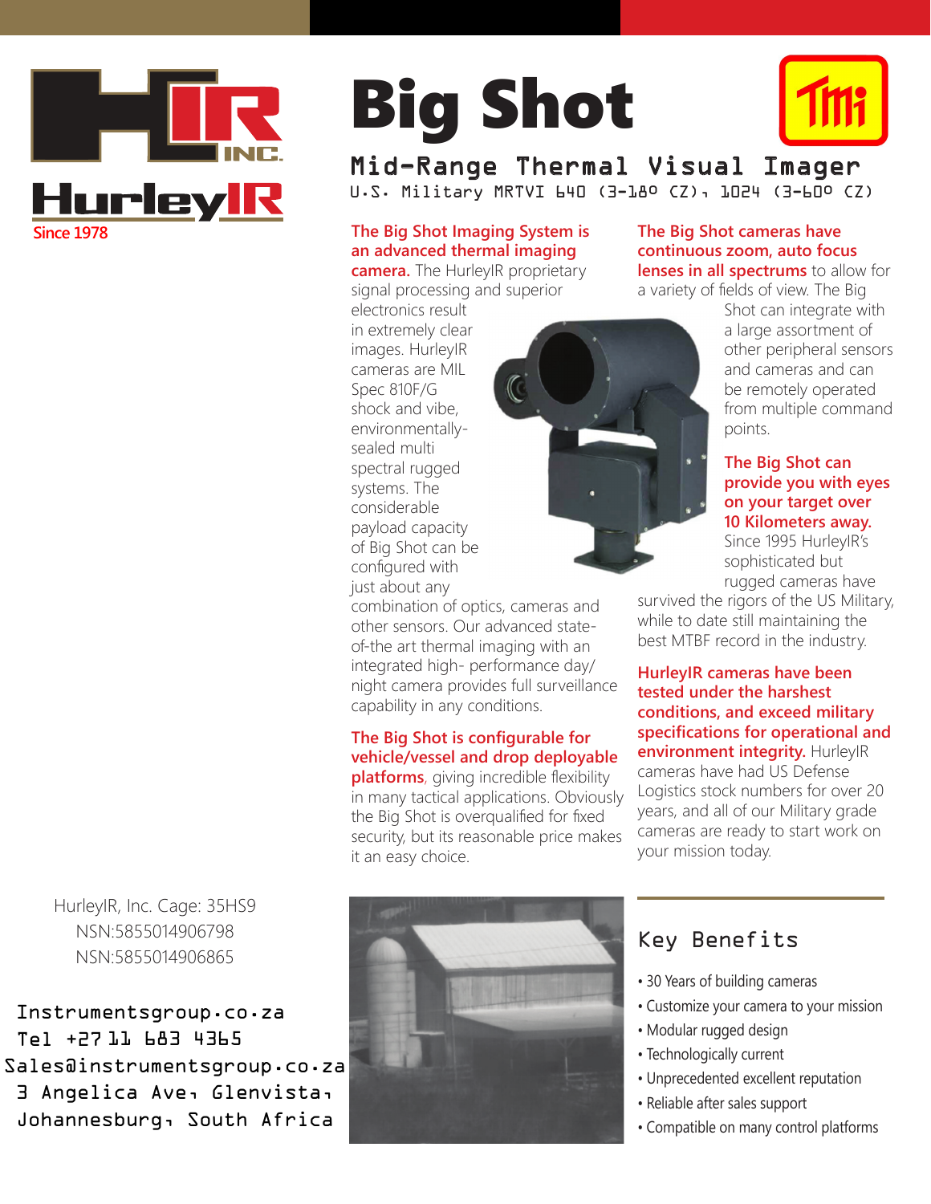HurleyIR INC.

Since 1978

# Big Shot

## Mid-Range Thermal Visual Imager

U.S. Military MRTVI 640 (3-180 CZ), 1024 (3-600 CZ)

**The Big Shot Imaging System is an advanced thermal imaging camera.** The HurleyIR proprietary signal processing and superior electronics result in extremely clear images. HurleyIR cameras are MIL Spec 810F/G shock and vibe, environmentally-sealed multi spectral rugged systems. The considerable payload capacity of Big Shot can be configured with just about any combination of optics, cameras and other sensors. Our advanced state-of-the art thermal imaging with an integrated high- performance day/night camera provides full surveillance capability in any conditions.

**The Big Shot is configurable for vehicle/vessel and drop deployable platforms**, giving incredible flexibility in many tactical applications. Obviously the Big Shot is overqualified for fixed security, but its reasonable price makes it an easy choice.

**The Big Shot cameras have continuous zoom, auto focus lenses in all spectrums** to allow for a variety of fields of view. The Big Shot can integrate with a large assortment of other peripheral sensors and cameras and can be remotely operated from multiple command points.

**The Big Shot can provide you with eyes on your target over 10 Kilometers away.** Since 1995 HurleyIR's sophisticated but rugged cameras have survived the rigors of the US Military, while to date still maintaining the best MTBF record in the industry.

**HurleyIR cameras have been tested under the harshest conditions, and exceed military specifications for operational and environment integrity.** HurleyIR cameras have had US Defense Logistics stock numbers for over 20 years, and all of our Military grade cameras are ready to start work on your mission today.

HurleyIR, Inc. Cage: 35HS9
NSN:5855014906798
NSN:5855014906865

Instrumentsgroup.co.za
Tel +27 11 683 4365
Sales@instrumentsgroup.co.za
3 Angelica Ave, Glenvista,
Johannesburg, South Africa

## Key Benefits

- 30 Years of building cameras
- Customize your camera to your mission
- Modular rugged design
- Technologically current
- Unprecedented excellent reputation
- Reliable after sales support
- Compatible on many control platforms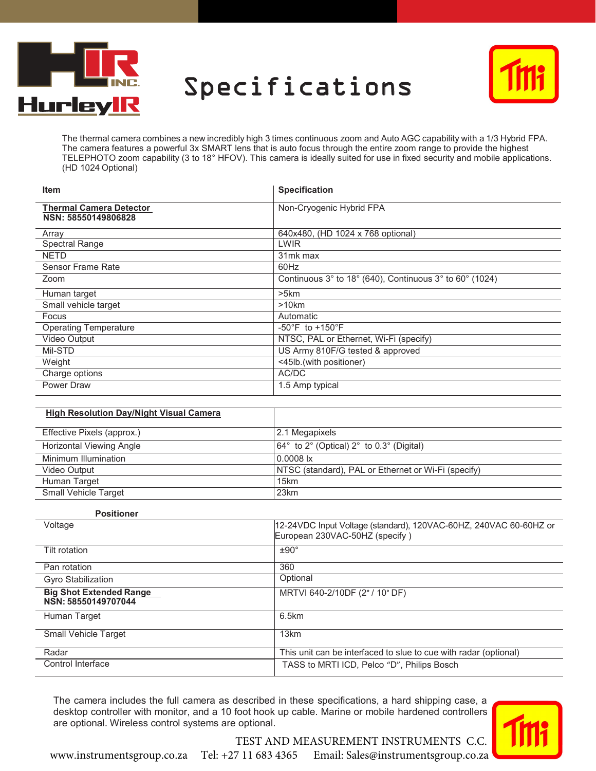# Specifications

The thermal camera combines a new incredibly high 3 times continuous zoom and Auto AGC capability with a 1/3 Hybrid FPA. The camera features a powerful 3x SMART lens that is auto focus through the entire zoom range to provide the highest TELEPHOTO zoom capability (3 to 18° HFOV). This camera is ideally suited for use in fixed security and mobile applications. (HD 1024 Optional)

| Item | Specification |
|---|---|
| **Thermal Camera Detector** **NSN: 58550149806828** | Non-Cryogenic Hybrid FPA |
| Array | 640x480, (HD 1024 x 768 optional) |
| Spectral Range | LWIR |
| NETD | 31mk max |
| Sensor Frame Rate | 60Hz |
| Zoom | Continuous 3° to 18° (640), Continuous 3° to 60° (1024) |
| Human target | >5km |
| Small vehicle target | >10km |
| Focus | Automatic |
| Operating Temperature | -50°F to +150°F |
| Video Output | NTSC, PAL or Ethernet, Wi-Fi (specify) |
| Mil-STD | US Army 810F/G tested & approved |
| Weight | <45lb.(with positioner) |
| Charge options | AC/DC |
| Power Draw | 1.5 Amp typical |
| **High Resolution Day/Night Visual Camera** | |
| Effective Pixels (approx.) | 2.1 Megapixels |
| Horizontal Viewing Angle | 64° to 2° (Optical) 2° to 0.3° (Digital) |
| Minimum Illumination | 0.0008 lx |
| Video Output | NTSC (standard), PAL or Ethernet or Wi-Fi (specify) |
| Human Target | 15km |
| Small Vehicle Target | 23km |
| **Positioner** | |
| Voltage | 12-24VDC Input Voltage (standard), 120VAC-60HZ, 240VAC 60-60HZ or European 230VAC-50HZ (specify ) |
| Tilt rotation | ±90° |
| Pan rotation | 360 |
| Gyro Stabilization | Optional |
| **Big Shot Extended Range** **NSN: 58550149707044** | MRTVI 640-2/10DF (2° / 10° DF) |
| Human Target | 6.5km |
| Small Vehicle Target | 13km |
| Radar | This unit can be interfaced to slue to cue with radar (optional) |
| Control Interface | TASS to MRTI ICD, Pelco "D", Philips Bosch |

The camera includes the full camera as described in these specifications, a hard shipping case, a desktop controller with monitor, and a 10 foot hook up cable. Marine or mobile hardened controllers are optional. Wireless control systems are optional.

TEST AND MEASUREMENT INSTRUMENTS C.C.

www.instrumentsgroup.co.za Tel: +27 11 683 4365 Email: Sales@instrumentsgroup.co.za